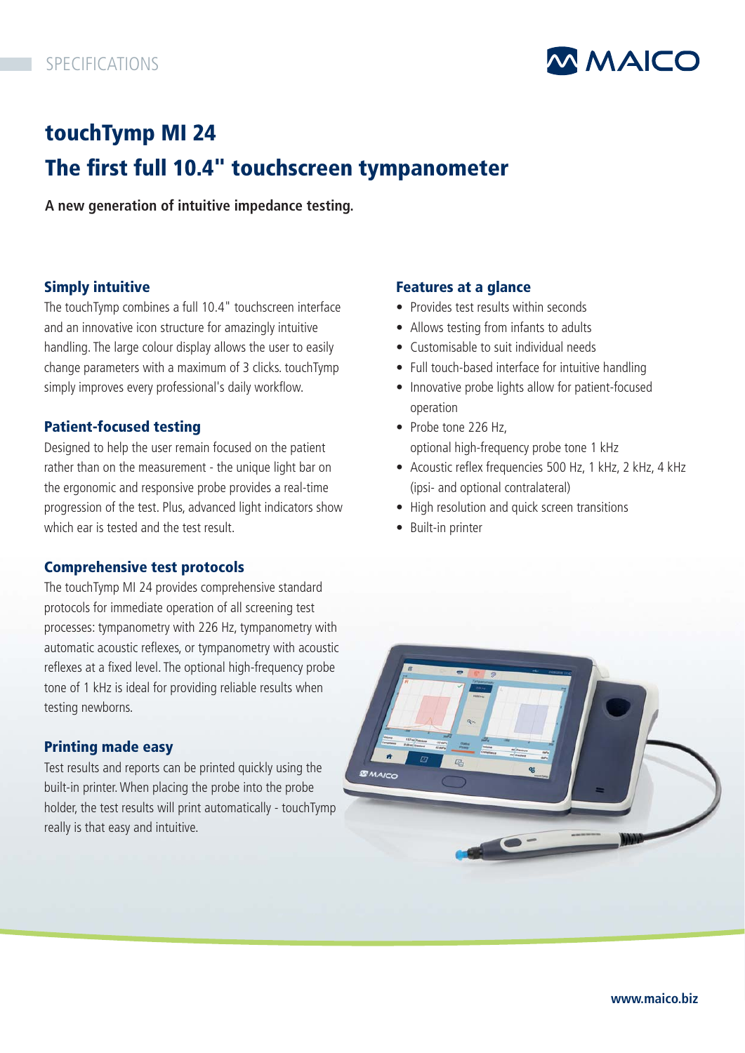SPECIFICATIONS

MAICO

# touchTymp MI 24

# The first full 10.4" touchscreen tympanometer

**A new generation of intuitive impedance testing.**

## Simply intuitive

The touchTymp combines a full 10.4" touchscreen interface and an innovative icon structure for amazingly intuitive handling. The large colour display allows the user to easily change parameters with a maximum of 3 clicks. touchTymp simply improves every professional's daily workflow.

## Patient-focused testing

Designed to help the user remain focused on the patient rather than on the measurement - the unique light bar on the ergonomic and responsive probe provides a real-time progression of the test. Plus, advanced light indicators show which ear is tested and the test result.

## Comprehensive test protocols

The touchTymp MI 24 provides comprehensive standard protocols for immediate operation of all screening test processes: tympanometry with 226 Hz, tympanometry with automatic acoustic reflexes, or tympanometry with acoustic reflexes at a fixed level. The optional high-frequency probe tone of 1 kHz is ideal for providing reliable results when testing newborns.

## Printing made easy

Test results and reports can be printed quickly using the built-in printer. When placing the probe into the probe holder, the test results will print automatically - touchTymp really is that easy and intuitive.

## Features at a glance

- Provides test results within seconds
- Allows testing from infants to adults
- Customisable to suit individual needs
- Full touch-based interface for intuitive handling
- Innovative probe lights allow for patient-focused operation
- Probe tone 226 Hz, optional high-frequency probe tone 1 kHz
- Acoustic reflex frequencies 500 Hz, 1 kHz, 2 kHz, 4 kHz (ipsi- and optional contralateral)
- High resolution and quick screen transitions
- Built-in printer

www.maico.biz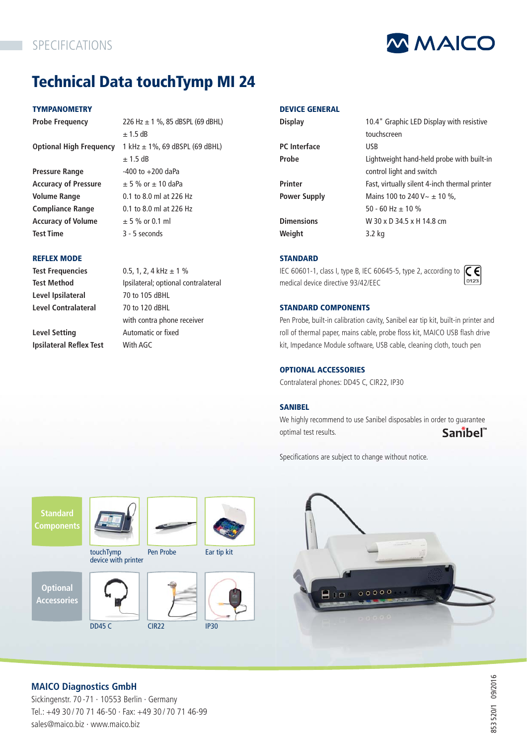SPECIFICATIONS

# Technical Data touchTymp MI 24

### TYMPANOMETRY

| | |
|---|---|
| **Probe Frequency** | 226 Hz ± 1 %, 85 dBSPL (69 dBHL) ± 1.5 dB |
| **Optional High Frequency** | 1 kHz ± 1%, 69 dBSPL (69 dBHL) ± 1.5 dB |
| **Pressure Range** | -400 to +200 daPa |
| **Accuracy of Pressure** | ± 5 % or ± 10 daPa |
| **Volume Range** | 0.1 to 8.0 ml at 226 Hz |
| **Compliance Range** | 0.1 to 8.0 ml at 226 Hz |
| **Accuracy of Volume** | ± 5 % or 0.1 ml |
| **Test Time** | 3 - 5 seconds |

### REFLEX MODE

| | |
|---|---|
| **Test Frequencies** | 0.5, 1, 2, 4 kHz ± 1 % |
| **Test Method** | Ipsilateral; optional contralateral |
| **Level Ipsilateral** | 70 to 105 dBHL |
| **Level Contralateral** | 70 to 120 dBHL with contra phone receiver |
| **Level Setting** | Automatic or fixed |
| **Ipsilateral Reflex Test** | With AGC |

### DEVICE GENERAL

| | |
|---|---|
| **Display** | 10.4" Graphic LED Display with resistive touchscreen |
| **PC Interface** | USB |
| **Probe** | Lightweight hand-held probe with built-in control light and switch |
| **Printer** | Fast, virtually silent 4-inch thermal printer |
| **Power Supply** | Mains 100 to 240 V~ ± 10 %, 50 - 60 Hz ± 10 % |
| **Dimensions** | W 30 x D 34.5 x H 14.8 cm |
| **Weight** | 3.2 kg |

### STANDARD

IEC 60601-1, class I, type B, IEC 60645-5, type 2, according to medical device directive 93/42/EEC

CE 0123

### STANDARD COMPONENTS

Pen Probe, built-in calibration cavity, Sanibel ear tip kit, built-in printer and roll of thermal paper, mains cable, probe floss kit, MAICO USB flash drive kit, Impedance Module software, USB cable, cleaning cloth, touch pen

### OPTIONAL ACCESSORIES

Contralateral phones: DD45 C, CIR22, IP30

### SANIBEL

We highly recommend to use Sanibel disposables in order to guarantee optimal test results.

Specifications are subject to change without notice.

**Standard Components**

touchTymp device with printer

Pen Probe

Ear tip kit

**Optional Accessories**

DD45 C

CIR22

IP30

**MAICO Diagnostics GmbH**

Sickingenstr. 70-71 · 10553 Berlin · Germany

Tel.: +49 30 / 70 71 46-50 · Fax: +49 30 / 70 71 46-99

sales@maico.biz · www.maico.biz

853 520/1 09/2016